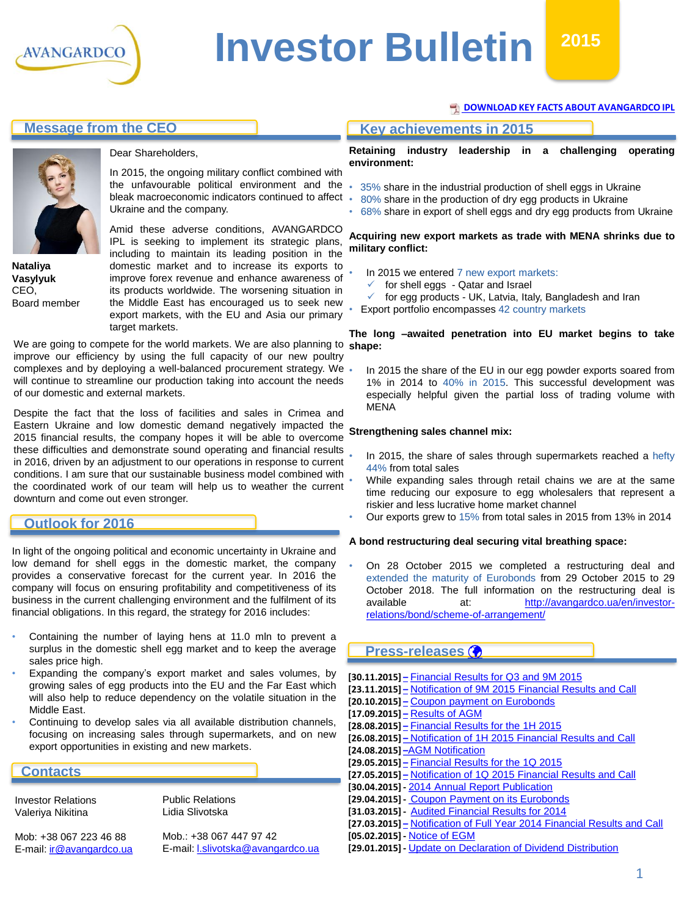# Investor Bulletin 2015

AVANGARDCO

[DOWNLOAD KEY FACTS ABOUT AVANGARDCO IPL]

## Message from the CEO

Dear Shareholders,

In 2015, the ongoing military conflict combined with the unfavourable political environment and the bleak macroeconomic indicators continued to affect Ukraine and the company.

Amid these adverse conditions, AVANGARDCO IPL is seeking to implement its strategic plans, including to maintain its leading position in the domestic market and to increase its exports to improve forex revenue and enhance awareness of its products worldwide. The worsening situation in the Middle East has encouraged us to seek new export markets, with the EU and Asia our primary target markets.

**Nataliya Vasylyuk**
CEO,
Board member

We are going to compete for the world markets. We are also planning to improve our efficiency by using the full capacity of our new poultry complexes and by deploying a well-balanced procurement strategy. We will continue to streamline our production taking into account the needs of our domestic and external markets.

Despite the fact that the loss of facilities and sales in Crimea and Eastern Ukraine and low domestic demand negatively impacted the 2015 financial results, the company hopes it will be able to overcome these difficulties and demonstrate sound operating and financial results in 2016, driven by an adjustment to our operations in response to current conditions. I am sure that our sustainable business model combined with the coordinated work of our team will help us to weather the current downturn and come out even stronger.

## Outlook for 2016

In light of the ongoing political and economic uncertainty in Ukraine and low demand for shell eggs in the domestic market, the company provides a conservative forecast for the current year. In 2016 the company will focus on ensuring profitability and competitiveness of its business in the current challenging environment and the fulfilment of its financial obligations. In this regard, the strategy for 2016 includes:

- Containing the number of laying hens at 11.0 mln to prevent a surplus in the domestic shell egg market and to keep the average sales price high.
- Expanding the company's export market and sales volumes, by growing sales of egg products into the EU and the Far East which will also help to reduce dependency on the volatile situation in the Middle East.
- Continuing to develop sales via all available distribution channels, focusing on increasing sales through supermarkets, and on new export opportunities in existing and new markets.

## Contacts

Investor Relations
Valeriya Nikitina

Mob: +38 067 223 46 88
E-mail: ir@avangardco.ua

Public Relations
Lidia Slivotska

Mob.: +38 067 447 97 42
E-mail: l.slivotska@avangardco.ua

## Key achievements in 2015

**Retaining industry leadership in a challenging operating environment:**

- 35% share in the industrial production of shell eggs in Ukraine
- 80% share in the production of dry egg products in Ukraine
- 68% share in export of shell eggs and dry egg products from Ukraine

**Acquiring new export markets as trade with MENA shrinks due to military conflict:**

- In 2015 we entered 7 new export markets:
  - ✓ for shell eggs - Qatar and Israel
  - ✓ for egg products - UK, Latvia, Italy, Bangladesh and Iran
- Export portfolio encompasses 42 country markets

**The long –awaited penetration into EU market begins to take shape:**

- In 2015 the share of the EU in our egg powder exports soared from 1% in 2014 to 40% in 2015. This successful development was especially helpful given the partial loss of trading volume with MENA

**Strengthening sales channel mix:**

- In 2015, the share of sales through supermarkets reached a hefty 44% from total sales
- While expanding sales through retail chains we are at the same time reducing our exposure to egg wholesalers that represent a riskier and less lucrative home market channel
- Our exports grew to 15% from total sales in 2015 from 13% in 2014

**A bond restructuring deal securing vital breathing space:**

- On 28 October 2015 we completed a restructuring deal and extended the maturity of Eurobonds from 29 October 2015 to 29 October 2018. The full information on the restructuring deal is available at: http://avangardco.ua/en/investor-relations/bond/scheme-of-arrangement/

## Press-releases

**[30.11.2015]** – Financial Results for Q3 and 9M 2015
**[23.11.2015]** – Notification of 9M 2015 Financial Results and Call
**[20.10.2015]** – Coupon payment on Eurobonds
**[17.09.2015]** – Results of AGM
**[28.08.2015]** – Financial Results for the 1H 2015
**[26.08.2015]** – Notification of 1H 2015 Financial Results and Call
**[24.08.2015]** –AGM Notification
**[29.05.2015]** – Financial Results for the 1Q 2015
**[27.05.2015]** – Notification of 1Q 2015 Financial Results and Call
**[30.04.2015]** - 2014 Annual Report Publication
**[29.04.2015]** - Coupon Payment on its Eurobonds
**[31.03.2015]** - Audited Financial Results for 2014
**[27.03.2015]** – Notification of Full Year 2014 Financial Results and Call
**[05.02.2015]** - Notice of EGM
**[29.01.2015]** - Update on Declaration of Dividend Distribution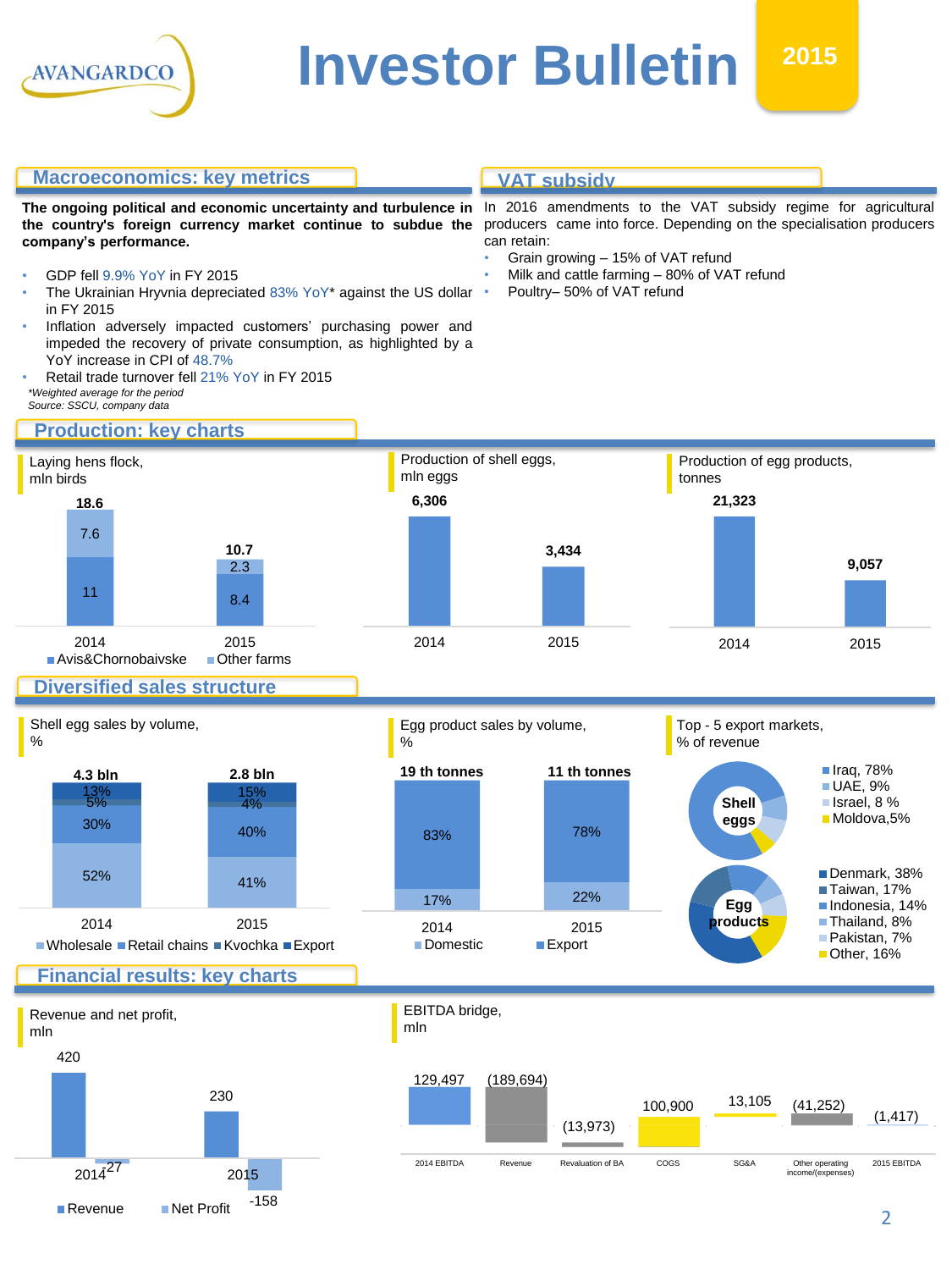# Investor Bulletin 2015

## Macroeconomics: key metrics

**The ongoing political and economic uncertainty and turbulence in the country's foreign currency market continue to subdue the company's performance.**

- GDP fell 9.9% YoY in FY 2015
- The Ukrainian Hryvnia depreciated 83% YoY* against the US dollar in FY 2015
- Inflation adversely impacted customers' purchasing power and impeded the recovery of private consumption, as highlighted by a YoY increase in CPI of 48.7%
- Retail trade turnover fell 21% YoY in FY 2015

*\*Weighted average for the period*
*Source: SSCU, company data*

## VAT subsidy

In 2016 amendments to the VAT subsidy regime for agricultural producers came into force. Depending on the specialisation producers can retain:

- Grain growing – 15% of VAT refund
- Milk and cattle farming – 80% of VAT refund
- Poultry– 50% of VAT refund

## Production: key charts

**Laying hens flock, mln birds**

| | 2014 | 2015 |
|---|---|---|
| Avis&Chornobaivske | 11 | 8.4 |
| Other farms | 7.6 | 2.3 |
| Total | 18.6 | 10.7 |

**Production of shell eggs, mln eggs**

| 2014 | 2015 |
|---|---|
| 6,306 | 3,434 |

**Production of egg products, tonnes**

| 2014 | 2015 |
|---|---|
| 21,323 | 9,057 |

## Diversified sales structure

**Shell egg sales by volume, %**

| | 2014 (4.3 bln) | 2015 (2.8 bln) |
|---|---|---|
| Wholesale | 52% | 41% |
| Retail chains | 30% | 40% |
| Kvochka | 5% | 4% |
| Export | 13% | 15% |

**Egg product sales by volume, %**

| | 2014 (19 th tonnes) | 2015 (11 th tonnes) |
|---|---|---|
| Domestic | 17% | 22% |
| Export | 83% | 78% |

**Top - 5 export markets, % of revenue**

Shell eggs:
- Iraq, 78%
- UAE, 9%
- Israel, 8 %
- Moldova,5%

Egg products:
- Denmark, 38%
- Taiwan, 17%
- Indonesia, 14%
- Thailand, 8%
- Pakistan, 7%
- Other, 16%

## Financial results: key charts

**Revenue and net profit, mln**

| | 2014 | 2015 |
|---|---|---|
| Revenue | 420 | 230 |
| Net Profit | 27 | -158 |

**EBITDA bridge, mln**

| 2014 EBITDA | Revenue | Revaluation of BA | COGS | SG&A | Other operating income/(expenses) | 2015 EBITDA |
|---|---|---|---|---|---|---|
| 129,497 | (189,694) | (13,973) | 100,900 | 13,105 | (41,252) | (1,417) |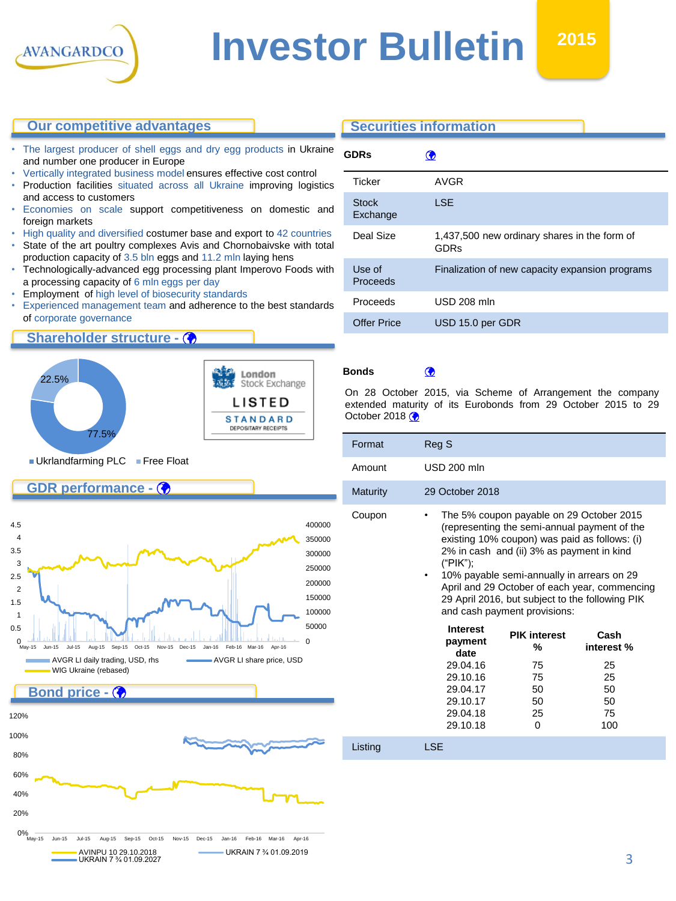# Investor Bulletin 2015

## Our competitive advantages

- The largest producer of shell eggs and dry egg products in Ukraine and number one producer in Europe
- Vertically integrated business model ensures effective cost control
- Production facilities situated across all Ukraine improving logistics and access to customers
- Economies on scale support competitiveness on domestic and foreign markets
- High quality and diversified costumer base and export to 42 countries
- State of the art poultry complexes Avis and Chornobaivske with total production capacity of 3.5 bln eggs and 11.2 mln laying hens
- Technologically-advanced egg processing plant Imperovo Foods with a processing capacity of 6 mln eggs per day
- Employment of high level of biosecurity standards
- Experienced management team and adherence to the best standards of corporate governance

## Shareholder structure

- Ukrlandfarming PLC: 77.5%
- Free Float: 22.5%

London Stock Exchange LISTED STANDARD DEPOSITARY RECEIPTS

## GDR performance

Legend: AVGR LI daily trading, USD, rhs; AVGR LI share price, USD; WIG Ukraine (rebased)

## Bond price

Legend: AVINPU 10 29.10.2018; UKRAIN 7 ¾ 01.09.2019; UKRAIN 7 ¾ 01.09.2027

## Securities information

**GDRs**

| | |
|---|---|
| Ticker | AVGR |
| Stock Exchange | LSE |
| Deal Size | 1,437,500 new ordinary shares in the form of GDRs |
| Use of Proceeds | Finalization of new capacity expansion programs |
| Proceeds | USD 208 mln |
| Offer Price | USD 15.0 per GDR |

**Bonds**

On 28 October 2015, via Scheme of Arrangement the company extended maturity of its Eurobonds from 29 October 2015 to 29 October 2018

| | |
|---|---|
| Format | Reg S |
| Amount | USD 200 mln |
| Maturity | 29 October 2018 |
| Coupon | • The 5% coupon payable on 29 October 2015 (representing the semi-annual payment of the existing 10% coupon) was paid as follows: (i) 2% in cash and (ii) 3% as payment in kind ("PIK"); • 10% payable semi-annually in arrears on 29 April and 29 October of each year, commencing 29 April 2016, but subject to the following PIK and cash payment provisions: |

| Interest payment date | PIK interest % | Cash interest % |
|---|---|---|
| 29.04.16 | 75 | 25 |
| 29.10.16 | 75 | 25 |
| 29.04.17 | 50 | 50 |
| 29.10.17 | 50 | 50 |
| 29.04.18 | 25 | 75 |
| 29.10.18 | 0 | 100 |

| | |
|---|---|
| Listing | LSE |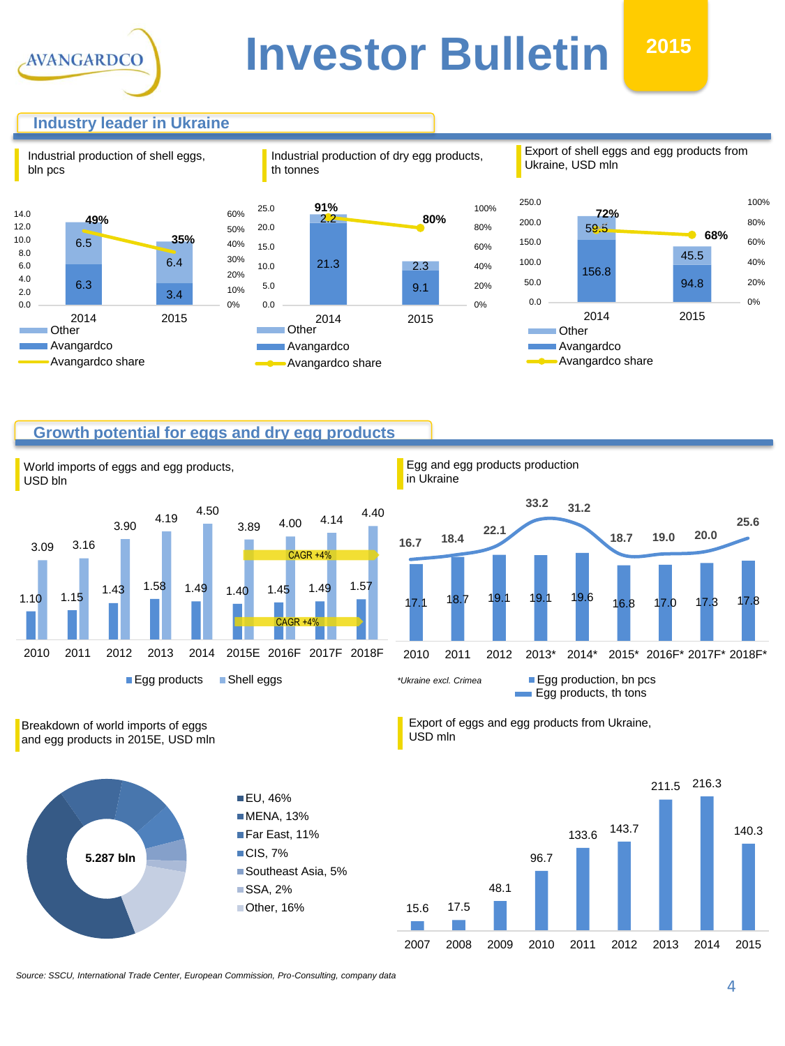AVANGARDCO

# Investor Bulletin

2015

## Industry leader in Ukraine

Industrial production of shell eggs, bln pcs

14.0
12.0
10.0
8.0
6.0
4.0
2.0
0.0

60%
50%
40%
30%
20%
10%
0%

49%
6.5
6.3
2014

35%
6.4
3.4
2015

Other
Avangardco
Avangardco share

Industrial production of dry egg products, th tonnes

25.0
20.0
15.0
10.0
5.0
0.0

100%
80%
60%
40%
20%
0%

91%
2.2
21.3
2014

80%
2.3
9.1
2015

Other
Avangardco
Avangardco share

Export of shell eggs and egg products from Ukraine, USD mln

250.0
200.0
150.0
100.0
50.0
0.0

100%
80%
60%
40%
20%
0%

72%
59.5
156.8
2014

68%
45.5
94.8
2015

Other
Avangardco
Avangardco share

## Growth potential for eggs and dry egg products

World imports of eggs and egg products, USD bln

2010: 1.10, 3.09
2011: 1.15, 3.16
2012: 1.43, 3.90
2013: 1.58, 4.19
2014: 1.49, 4.50
2015E: 1.40, 3.89
2016F: 1.45, 4.00
2017F: 1.49, 4.14
2018F: 1.57, 4.40

CAGR +4%
CAGR +4%

Egg products
Shell eggs

Egg and egg products production in Ukraine

2010: 16.7, 17.1
2011: 18.4, 18.7
2012: 22.1, 19.1
2013*: 33.2, 19.1
2014*: 31.2, 19.6
2015*: 18.7, 16.8
2016F*: 19.0, 17.0
2017F*: 20.0, 17.3
2018F*: 25.6, 17.8

*Ukraine excl. Crimea

Egg production, bn pcs
Egg products, th tons

Breakdown of world imports of eggs and egg products in 2015E, USD mln

5.287 bln

EU, 46%
MENA, 13%
Far East, 11%
CIS, 7%
Southeast Asia, 5%
SSA, 2%
Other, 16%

Export of eggs and egg products from Ukraine, USD mln

2007: 15.6
2008: 17.5
2009: 48.1
2010: 96.7
2011: 133.6
2012: 143.7
2013: 211.5
2014: 216.3
2015: 140.3

*Source: SSCU, International Trade Center, European Commission, Pro-Consulting, company data*